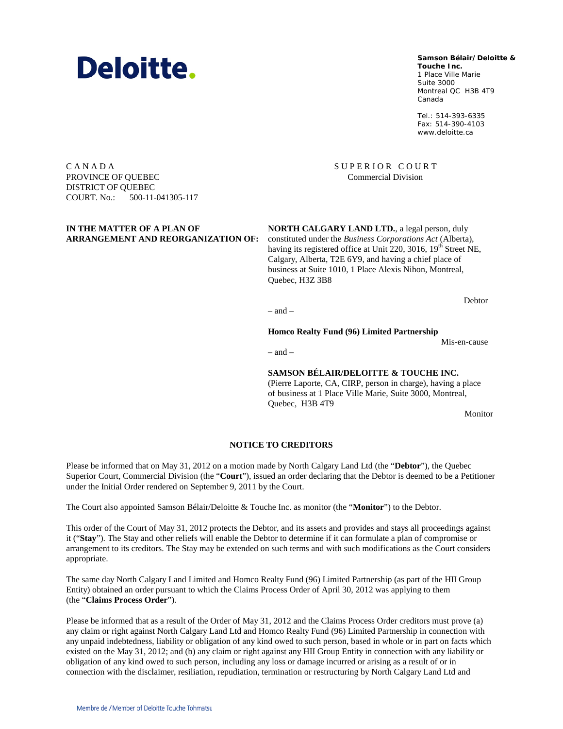**Deloitte.**

**Samson Bélair/Deloitte & Touche Inc.**
1 Place Ville Marie
Suite 3000
Montreal QC H3B 4T9
Canada

Tel.: 514-393-6335
Fax: 514-390-4103
www.deloitte.ca

C A N A D A
PROVINCE OF QUEBEC
DISTRICT OF QUEBEC
COURT. No.: 500-11-041305-117

S U P E R I O R C O U R T
Commercial Division

**IN THE MATTER OF A PLAN OF ARRANGEMENT AND REORGANIZATION OF:**

**NORTH CALGARY LAND LTD.**, a legal person, duly constituted under the *Business Corporations Act* (Alberta), having its registered office at Unit 220, 3016, 19th Street NE, Calgary, Alberta, T2E 6Y9, and having a chief place of business at Suite 1010, 1 Place Alexis Nihon, Montreal, Quebec, H3Z 3B8

Debtor

– and –

**Homco Realty Fund (96) Limited Partnership**

Mis-en-cause

– and –

**SAMSON BÉLAIR/DELOITTE & TOUCHE INC.**
(Pierre Laporte, CA, CIRP, person in charge), having a place of business at 1 Place Ville Marie, Suite 3000, Montreal, Quebec, H3B 4T9

Monitor

## NOTICE TO CREDITORS

Please be informed that on May 31, 2012 on a motion made by North Calgary Land Ltd (the "**Debtor**"), the Quebec Superior Court, Commercial Division (the "**Court**"), issued an order declaring that the Debtor is deemed to be a Petitioner under the Initial Order rendered on September 9, 2011 by the Court.

The Court also appointed Samson Bélair/Deloitte & Touche Inc. as monitor (the "**Monitor**") to the Debtor.

This order of the Court of May 31, 2012 protects the Debtor, and its assets and provides and stays all proceedings against it ("**Stay**"). The Stay and other reliefs will enable the Debtor to determine if it can formulate a plan of compromise or arrangement to its creditors. The Stay may be extended on such terms and with such modifications as the Court considers appropriate.

The same day North Calgary Land Limited and Homco Realty Fund (96) Limited Partnership (as part of the HII Group Entity) obtained an order pursuant to which the Claims Process Order of April 30, 2012 was applying to them (the "**Claims Process Order**").

Please be informed that as a result of the Order of May 31, 2012 and the Claims Process Order creditors must prove (a) any claim or right against North Calgary Land Ltd and Homco Realty Fund (96) Limited Partnership in connection with any unpaid indebtedness, liability or obligation of any kind owed to such person, based in whole or in part on facts which existed on the May 31, 2012; and (b) any claim or right against any HII Group Entity in connection with any liability or obligation of any kind owed to such person, including any loss or damage incurred or arising as a result of or in connection with the disclaimer, resiliation, repudiation, termination or restructuring by North Calgary Land Ltd and

Membre de / Member of Deloitte Touche Tohmatsu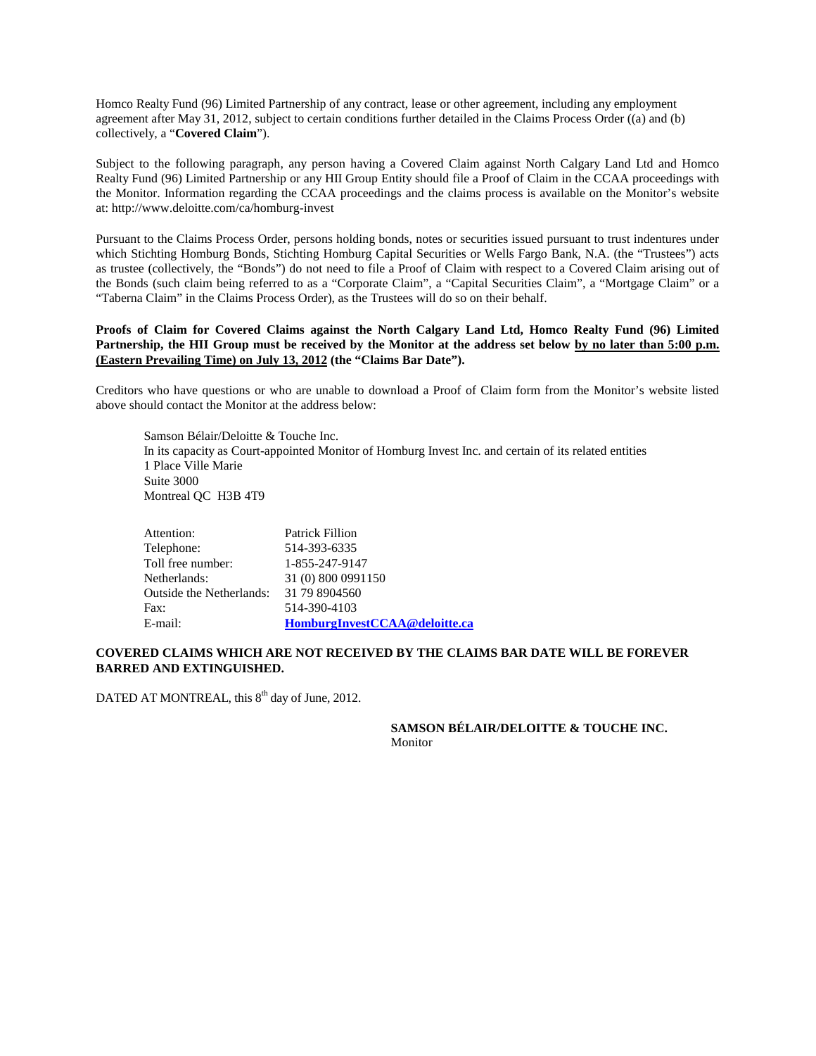Homco Realty Fund (96) Limited Partnership of any contract, lease or other agreement, including any employment agreement after May 31, 2012, subject to certain conditions further detailed in the Claims Process Order ((a) and (b) collectively, a "**Covered Claim**").

Subject to the following paragraph, any person having a Covered Claim against North Calgary Land Ltd and Homco Realty Fund (96) Limited Partnership or any HII Group Entity should file a Proof of Claim in the CCAA proceedings with the Monitor. Information regarding the CCAA proceedings and the claims process is available on the Monitor's website at: http://www.deloitte.com/ca/homburg-invest

Pursuant to the Claims Process Order, persons holding bonds, notes or securities issued pursuant to trust indentures under which Stichting Homburg Bonds, Stichting Homburg Capital Securities or Wells Fargo Bank, N.A. (the "Trustees") acts as trustee (collectively, the "Bonds") do not need to file a Proof of Claim with respect to a Covered Claim arising out of the Bonds (such claim being referred to as a "Corporate Claim", a "Capital Securities Claim", a "Mortgage Claim" or a "Taberna Claim" in the Claims Process Order), as the Trustees will do so on their behalf.

**Proofs of Claim for Covered Claims against the North Calgary Land Ltd, Homco Realty Fund (96) Limited Partnership, the HII Group must be received by the Monitor at the address set below <u>by no later than 5:00 p.m. (Eastern Prevailing Time) on July 13, 2012</u> (the "Claims Bar Date").**

Creditors who have questions or who are unable to download a Proof of Claim form from the Monitor's website listed above should contact the Monitor at the address below:

Samson Bélair/Deloitte & Touche Inc.
In its capacity as Court-appointed Monitor of Homburg Invest Inc. and certain of its related entities
1 Place Ville Marie
Suite 3000
Montreal QC H3B 4T9

| | |
|---|---|
| Attention: | Patrick Fillion |
| Telephone: | 514-393-6335 |
| Toll free number: | 1-855-247-9147 |
| Netherlands: | 31 (0) 800 0991150 |
| Outside the Netherlands: | 31 79 8904560 |
| Fax: | 514-390-4103 |
| E-mail: | **HomburgInvestCCAA@deloitte.ca** |

**COVERED CLAIMS WHICH ARE NOT RECEIVED BY THE CLAIMS BAR DATE WILL BE FOREVER BARRED AND EXTINGUISHED.**

DATED AT MONTREAL, this 8th day of June, 2012.

**SAMSON BÉLAIR/DELOITTE & TOUCHE INC.**
Monitor